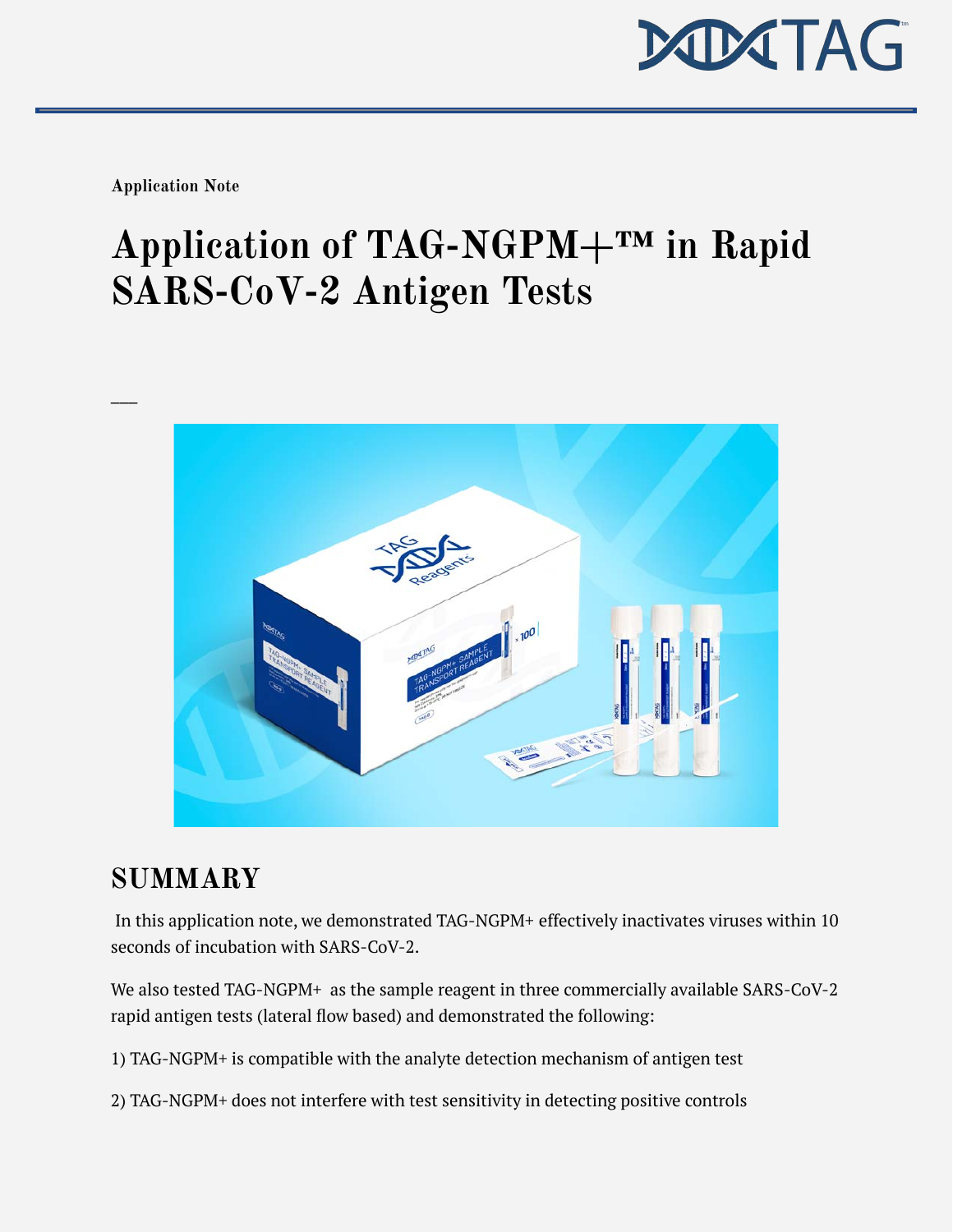Application Note

# Application of TAG-NGPM+™ in Rapid SARS-CoV-2 Antigen Tests

## SUMMARY

In this application note, we demonstrated TAG-NGPM+ effectively inactivates viruses within 10 seconds of incubation with SARS-CoV-2.

We also tested TAG-NGPM+ as the sample reagent in three commercially available SARS-CoV-2 rapid antigen tests (lateral flow based) and demonstrated the following:

1) TAG-NGPM+ is compatible with the analyte detection mechanism of antigen test

2) TAG-NGPM+ does not interfere with test sensitivity in detecting positive controls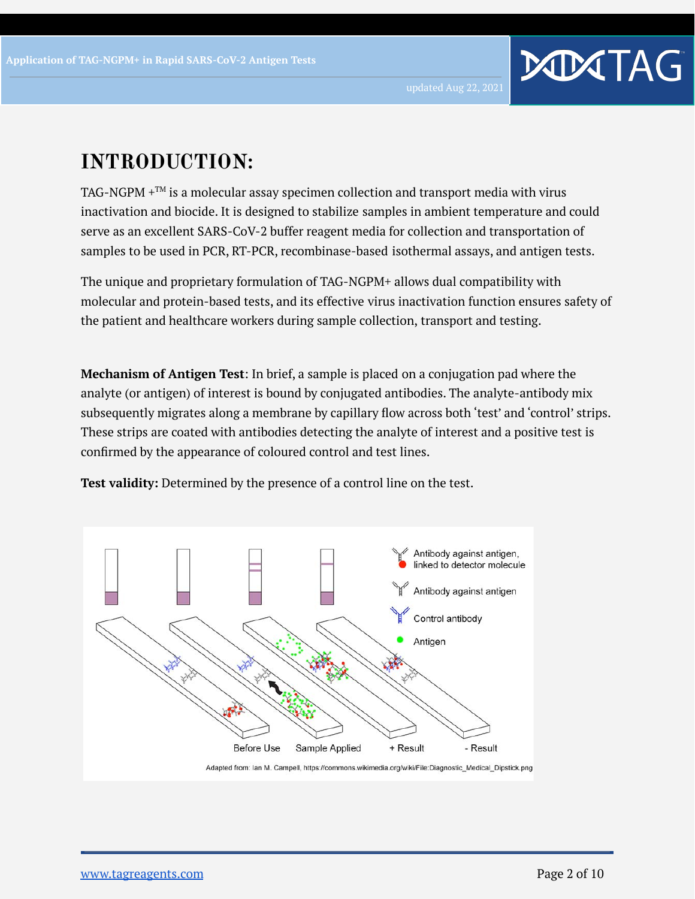# INTRODUCTION:

TAG-NGPM +™ is a molecular assay specimen collection and transport media with virus inactivation and biocide. It is designed to stabilize samples in ambient temperature and could serve as an excellent SARS-CoV-2 buffer reagent media for collection and transportation of samples to be used in PCR, RT-PCR, recombinase-based isothermal assays, and antigen tests.

The unique and proprietary formulation of TAG-NGPM+ allows dual compatibility with molecular and protein-based tests, and its effective virus inactivation function ensures safety of the patient and healthcare workers during sample collection, transport and testing.

**Mechanism of Antigen Test**: In brief, a sample is placed on a conjugation pad where the analyte (or antigen) of interest is bound by conjugated antibodies. The analyte-antibody mix subsequently migrates along a membrane by capillary flow across both 'test' and 'control' strips. These strips are coated with antibodies detecting the analyte of interest and a positive test is confirmed by the appearance of coloured control and test lines.

**Test validity:** Determined by the presence of a control line on the test.

Antibody against antigen, linked to detector molecule

Antibody against antigen

Control antibody

Antigen

Before Use | Sample Applied | + Result | - Result

Adapted from: Ian M. Campell, https://commons.wikimedia.org/wiki/File:Diagnostic_Medical_Dipstick.png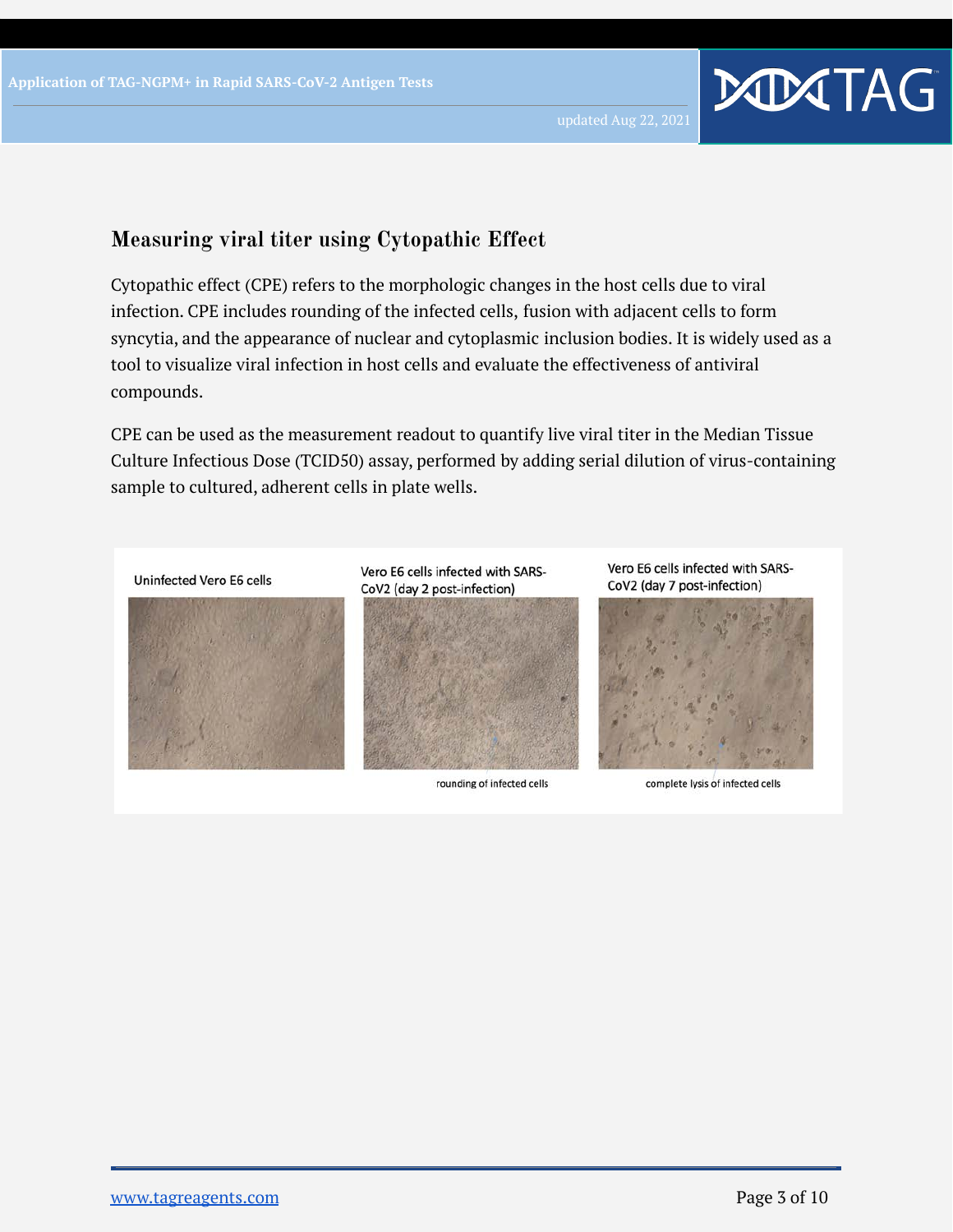## Measuring viral titer using Cytopathic Effect

Cytopathic effect (CPE) refers to the morphologic changes in the host cells due to viral infection. CPE includes rounding of the infected cells, fusion with adjacent cells to form syncytia, and the appearance of nuclear and cytoplasmic inclusion bodies. It is widely used as a tool to visualize viral infection in host cells and evaluate the effectiveness of antiviral compounds.

CPE can be used as the measurement readout to quantify live viral titer in the Median Tissue Culture Infectious Dose (TCID50) assay, performed by adding serial dilution of virus-containing sample to cultured, adherent cells in plate wells.

Uninfected Vero E6 cells

Vero E6 cells infected with SARS-CoV2 (day 2 post-infection)

rounding of infected cells

Vero E6 cells infected with SARS-CoV2 (day 7 post-infection)

complete lysis of infected cells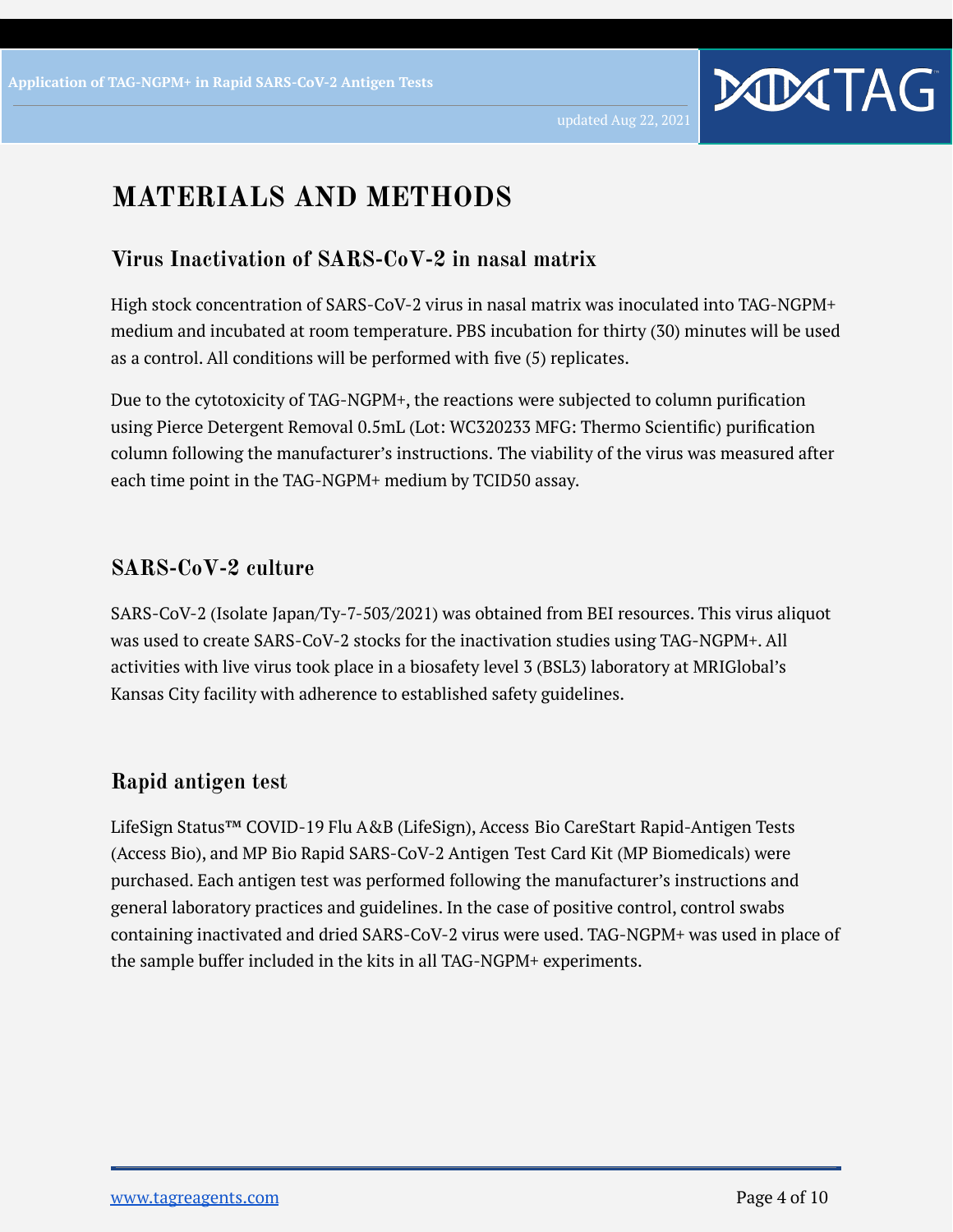# MATERIALS AND METHODS

## Virus Inactivation of SARS-CoV-2 in nasal matrix

High stock concentration of SARS-CoV-2 virus in nasal matrix was inoculated into TAG-NGPM+ medium and incubated at room temperature. PBS incubation for thirty (30) minutes will be used as a control. All conditions will be performed with five (5) replicates.

Due to the cytotoxicity of TAG-NGPM+, the reactions were subjected to column purification using Pierce Detergent Removal 0.5mL (Lot: WC320233 MFG: Thermo Scientific) purification column following the manufacturer's instructions. The viability of the virus was measured after each time point in the TAG-NGPM+ medium by TCID50 assay.

## SARS-CoV-2 culture

SARS-CoV-2 (Isolate Japan/Ty-7-503/2021) was obtained from BEI resources. This virus aliquot was used to create SARS-CoV-2 stocks for the inactivation studies using TAG-NGPM+. All activities with live virus took place in a biosafety level 3 (BSL3) laboratory at MRIGlobal's Kansas City facility with adherence to established safety guidelines.

## Rapid antigen test

LifeSign Status™ COVID-19 Flu A&B (LifeSign), Access Bio CareStart Rapid-Antigen Tests (Access Bio), and MP Bio Rapid SARS-CoV-2 Antigen Test Card Kit (MP Biomedicals) were purchased. Each antigen test was performed following the manufacturer's instructions and general laboratory practices and guidelines. In the case of positive control, control swabs containing inactivated and dried SARS-CoV-2 virus were used. TAG-NGPM+ was used in place of the sample buffer included in the kits in all TAG-NGPM+ experiments.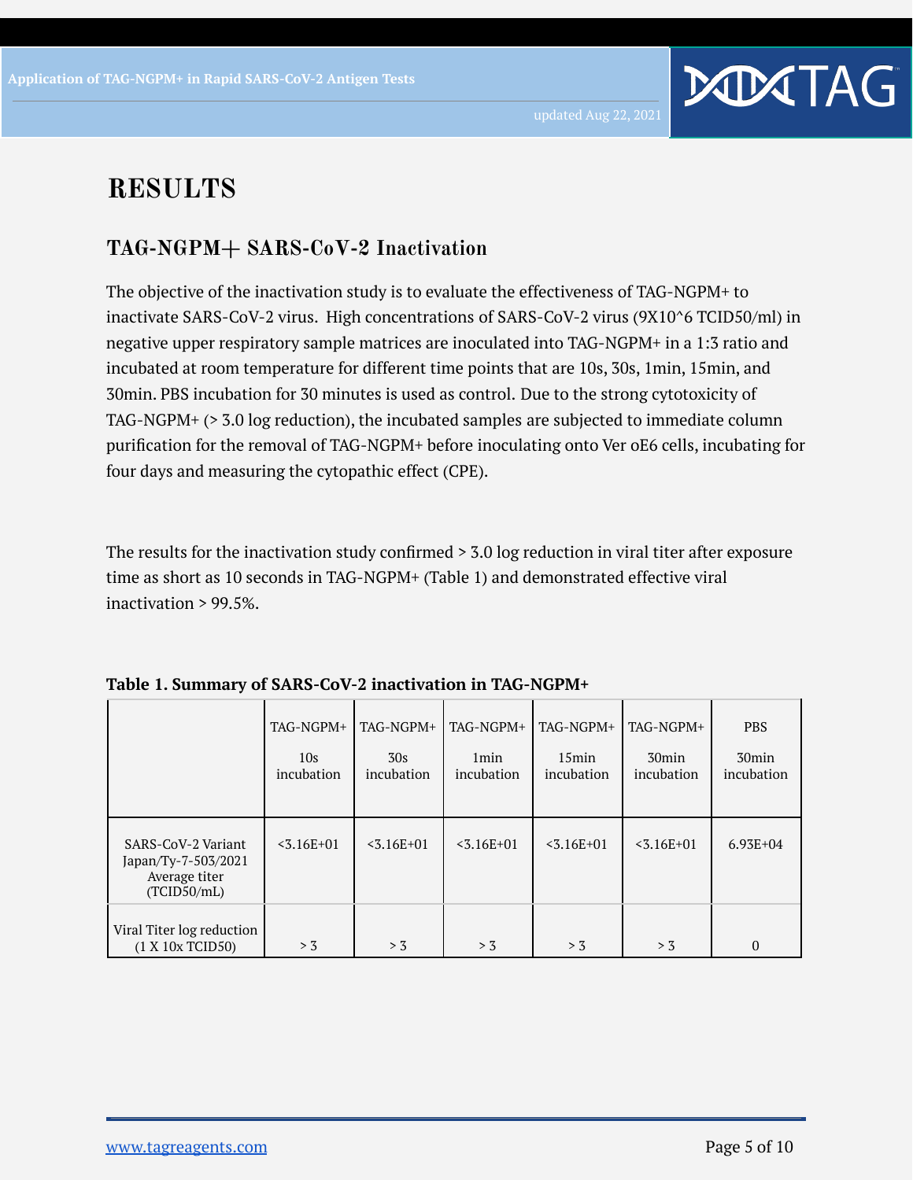# RESULTS

## TAG-NGPM+ SARS-CoV-2 Inactivation

The objective of the inactivation study is to evaluate the effectiveness of TAG-NGPM+ to inactivate SARS-CoV-2 virus. High concentrations of SARS-CoV-2 virus (9X10^6 TCID50/ml) in negative upper respiratory sample matrices are inoculated into TAG-NGPM+ in a 1:3 ratio and incubated at room temperature for different time points that are 10s, 30s, 1min, 15min, and 30min. PBS incubation for 30 minutes is used as control. Due to the strong cytotoxicity of TAG-NGPM+ (> 3.0 log reduction), the incubated samples are subjected to immediate column purification for the removal of TAG-NGPM+ before inoculating onto Ver oE6 cells, incubating for four days and measuring the cytopathic effect (CPE).

The results for the inactivation study confirmed > 3.0 log reduction in viral titer after exposure time as short as 10 seconds in TAG-NGPM+ (Table 1) and demonstrated effective viral inactivation > 99.5%.

**Table 1. Summary of SARS-CoV-2 inactivation in TAG-NGPM+**

| | TAG-NGPM+ 10s incubation | TAG-NGPM+ 30s incubation | TAG-NGPM+ 1min incubation | TAG-NGPM+ 15min incubation | TAG-NGPM+ 30min incubation | PBS 30min incubation |
|---|---|---|---|---|---|---|
| SARS-CoV-2 Variant Japan/Ty-7-503/2021 Average titer (TCID50/mL) | <3.16E+01 | <3.16E+01 | <3.16E+01 | <3.16E+01 | <3.16E+01 | 6.93E+04 |
| Viral Titer log reduction (1 X 10x TCID50) | > 3 | > 3 | > 3 | > 3 | > 3 | 0 |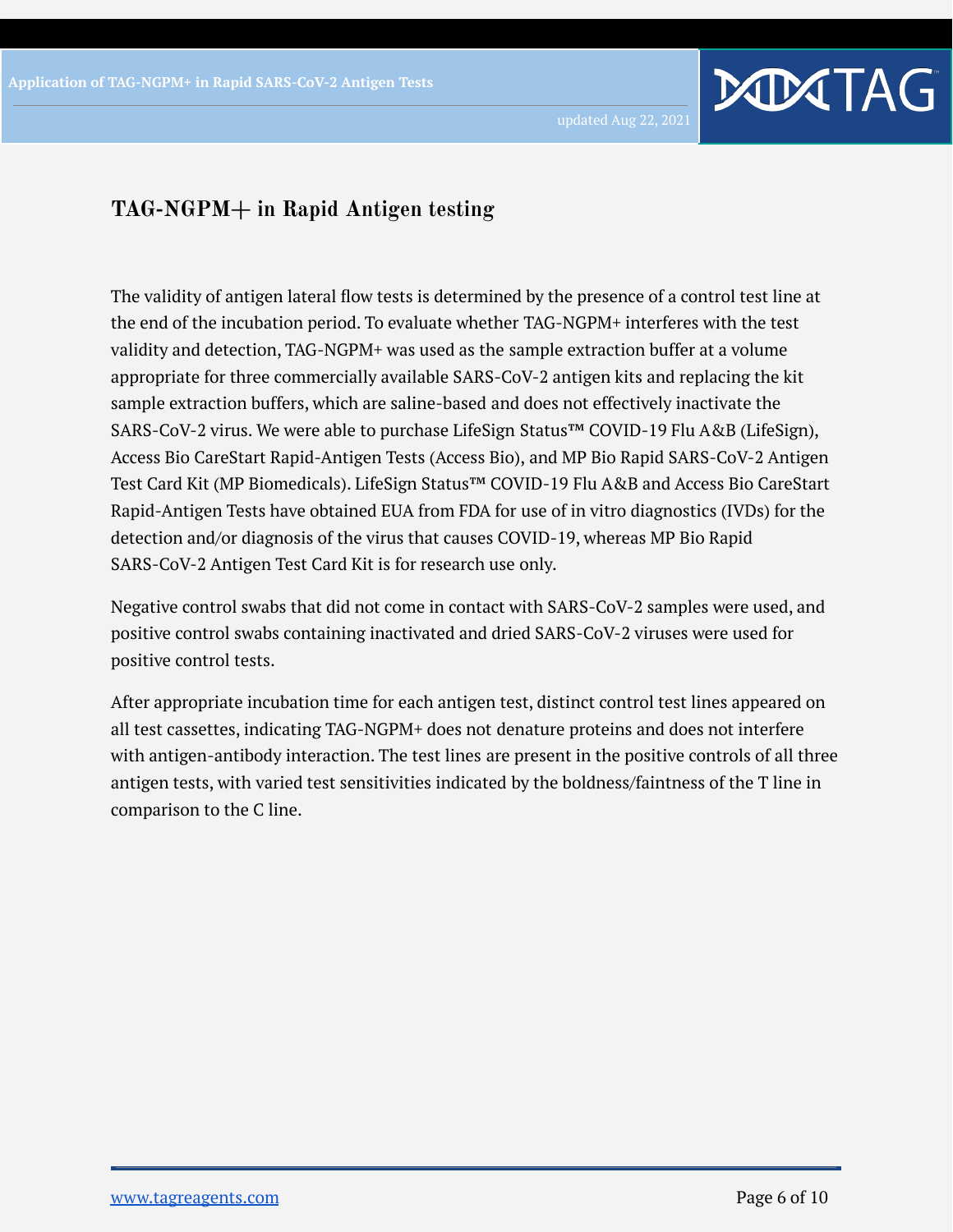## TAG-NGPM+ in Rapid Antigen testing

The validity of antigen lateral flow tests is determined by the presence of a control test line at the end of the incubation period. To evaluate whether TAG-NGPM+ interferes with the test validity and detection, TAG-NGPM+ was used as the sample extraction buffer at a volume appropriate for three commercially available SARS-CoV-2 antigen kits and replacing the kit sample extraction buffers, which are saline-based and does not effectively inactivate the SARS-CoV-2 virus. We were able to purchase LifeSign Status™ COVID-19 Flu A&B (LifeSign), Access Bio CareStart Rapid-Antigen Tests (Access Bio), and MP Bio Rapid SARS-CoV-2 Antigen Test Card Kit (MP Biomedicals). LifeSign Status™ COVID-19 Flu A&B and Access Bio CareStart Rapid-Antigen Tests have obtained EUA from FDA for use of in vitro diagnostics (IVDs) for the detection and/or diagnosis of the virus that causes COVID-19, whereas MP Bio Rapid SARS-CoV-2 Antigen Test Card Kit is for research use only.

Negative control swabs that did not come in contact with SARS-CoV-2 samples were used, and positive control swabs containing inactivated and dried SARS-CoV-2 viruses were used for positive control tests.

After appropriate incubation time for each antigen test, distinct control test lines appeared on all test cassettes, indicating TAG-NGPM+ does not denature proteins and does not interfere with antigen-antibody interaction. The test lines are present in the positive controls of all three antigen tests, with varied test sensitivities indicated by the boldness/faintness of the T line in comparison to the C line.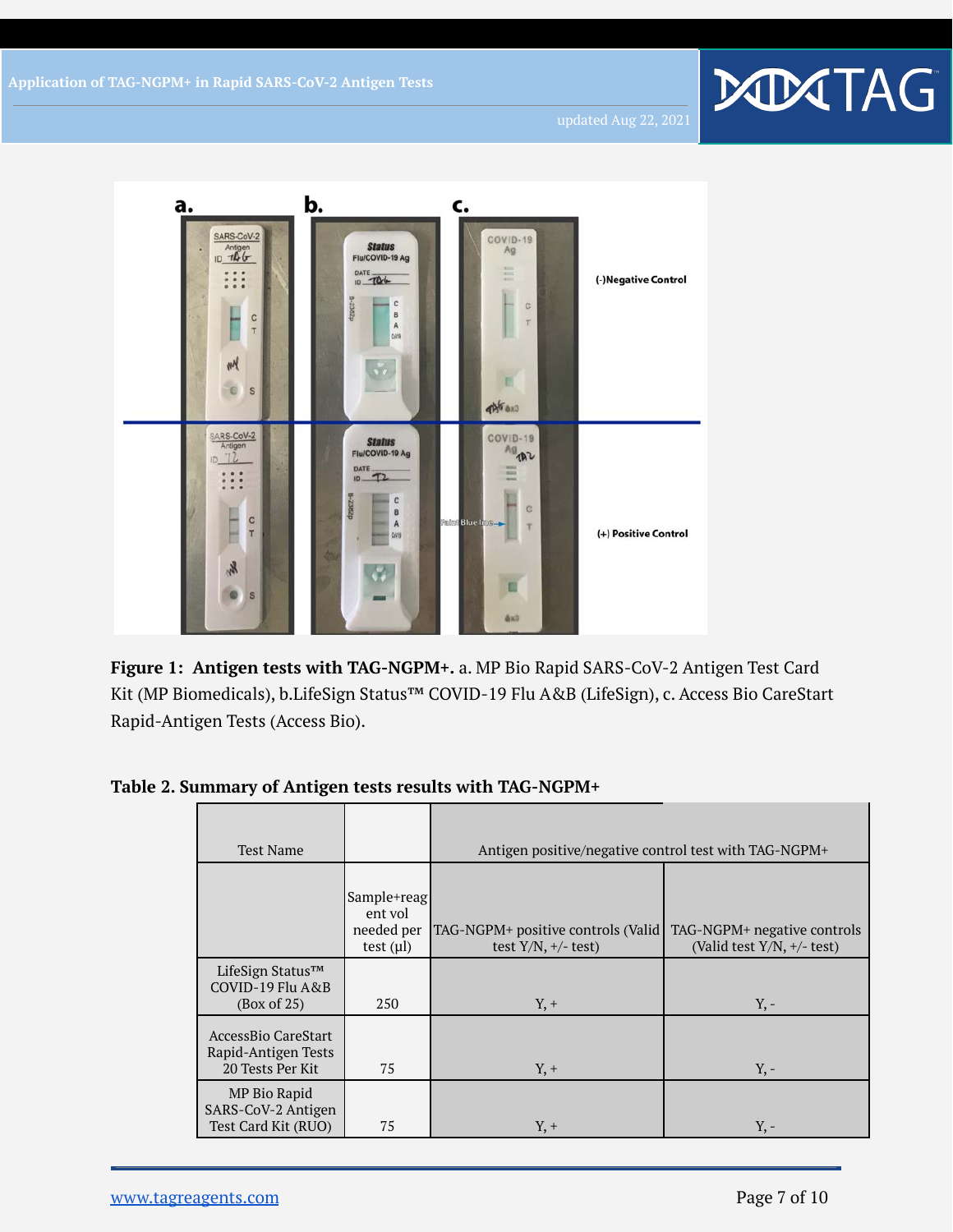**Figure 1: Antigen tests with TAG-NGPM+.** a. MP Bio Rapid SARS-CoV-2 Antigen Test Card Kit (MP Biomedicals), b.LifeSign Status™ COVID-19 Flu A&B (LifeSign), c. Access Bio CareStart Rapid-Antigen Tests (Access Bio).

**Table 2. Summary of Antigen tests results with TAG-NGPM+**

| Test Name | | Antigen positive/negative control test with TAG-NGPM+ | |
|---|---|---|---|
| | Sample+reagent vol needed per test (µl) | TAG-NGPM+ positive controls (Valid test Y/N, +/- test) | TAG-NGPM+ negative controls (Valid test Y/N, +/- test) |
| LifeSign Status™ COVID-19 Flu A&B (Box of 25) | 250 | Y, + | Y, - |
| AccessBio CareStart Rapid-Antigen Tests 20 Tests Per Kit | 75 | Y, + | Y, - |
| MP Bio Rapid SARS-CoV-2 Antigen Test Card Kit (RUO) | 75 | Y, + | Y, - |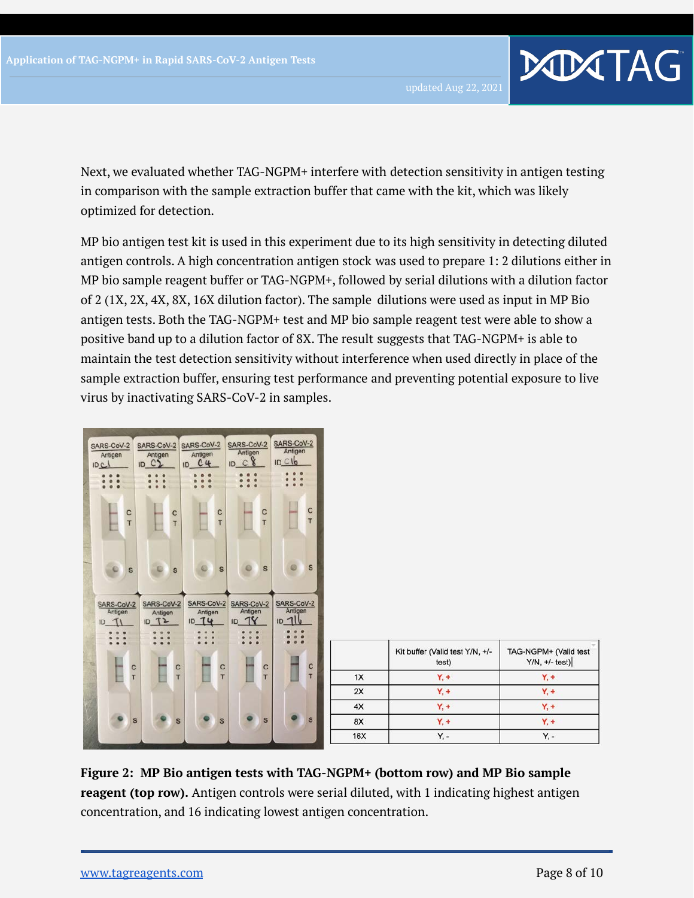Next, we evaluated whether TAG-NGPM+ interfere with detection sensitivity in antigen testing in comparison with the sample extraction buffer that came with the kit, which was likely optimized for detection.

MP bio antigen test kit is used in this experiment due to its high sensitivity in detecting diluted antigen controls. A high concentration antigen stock was used to prepare 1: 2 dilutions either in MP bio sample reagent buffer or TAG-NGPM+, followed by serial dilutions with a dilution factor of 2 (1X, 2X, 4X, 8X, 16X dilution factor). The sample dilutions were used as input in MP Bio antigen tests. Both the TAG-NGPM+ test and MP bio sample reagent test were able to show a positive band up to a dilution factor of 8X. The result suggests that TAG-NGPM+ is able to maintain the test detection sensitivity without interference when used directly in place of the sample extraction buffer, ensuring test performance and preventing potential exposure to live virus by inactivating SARS-CoV-2 in samples.

| | Kit buffer (Valid test Y/N, +/- test) | TAG-NGPM+ (Valid test Y/N, +/- test) |
|---|---|---|
| 1X | Y, + | Y, + |
| 2X | Y, + | Y, + |
| 4X | Y, + | Y, + |
| 8X | Y, + | Y, + |
| 16X | Y, - | Y, - |

**Figure 2: MP Bio antigen tests with TAG-NGPM+ (bottom row) and MP Bio sample reagent (top row).** Antigen controls were serial diluted, with 1 indicating highest antigen concentration, and 16 indicating lowest antigen concentration.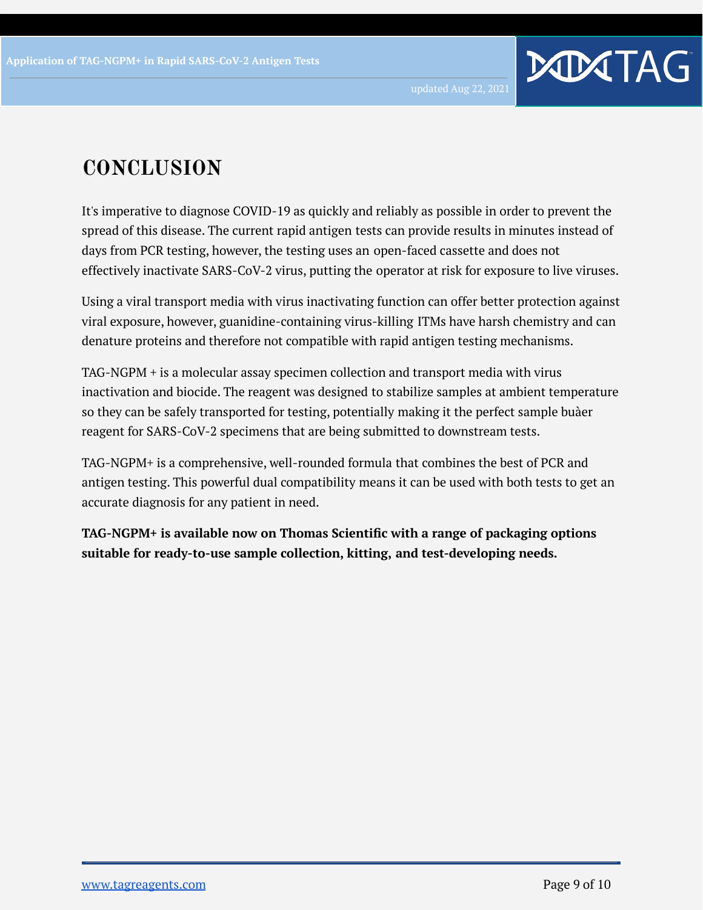## CONCLUSION

It's imperative to diagnose COVID-19 as quickly and reliably as possible in order to prevent the spread of this disease. The current rapid antigen tests can provide results in minutes instead of days from PCR testing, however, the testing uses an open-faced cassette and does not effectively inactivate SARS-CoV-2 virus, putting the operator at risk for exposure to live viruses.

Using a viral transport media with virus inactivating function can offer better protection against viral exposure, however, guanidine-containing virus-killing ITMs have harsh chemistry and can denature proteins and therefore not compatible with rapid antigen testing mechanisms.

TAG-NGPM + is a molecular assay specimen collection and transport media with virus inactivation and biocide. The reagent was designed to stabilize samples at ambient temperature so they can be safely transported for testing, potentially making it the perfect sample buàer reagent for SARS-CoV-2 specimens that are being submitted to downstream tests.

TAG-NGPM+ is a comprehensive, well-rounded formula that combines the best of PCR and antigen testing. This powerful dual compatibility means it can be used with both tests to get an accurate diagnosis for any patient in need.

**TAG-NGPM+ is available now on Thomas Scientific with a range of packaging options suitable for ready-to-use sample collection, kitting, and test-developing needs.**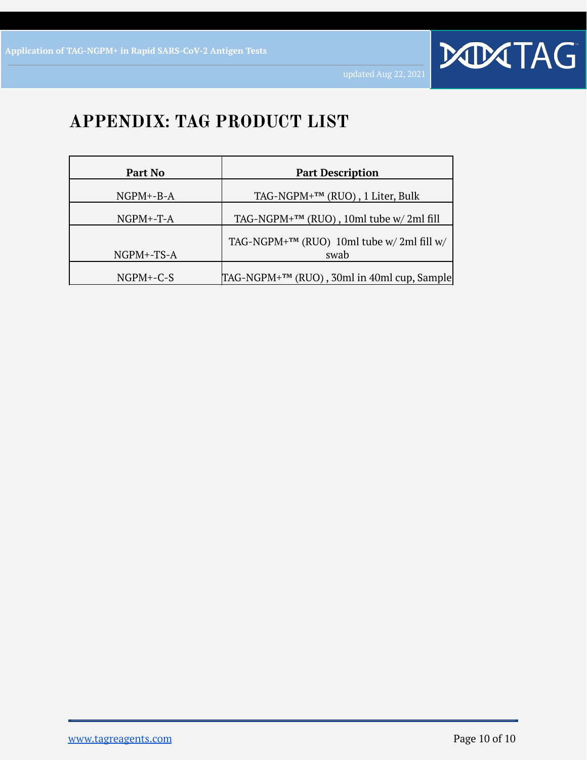# APPENDIX: TAG PRODUCT LIST

| Part No | Part Description |
| --- | --- |
| NGPM+-B-A | TAG-NGPM+™ (RUO) , 1 Liter, Bulk |
| NGPM+-T-A | TAG-NGPM+™ (RUO) , 10ml tube w/ 2ml fill |
| NGPM+-TS-A | TAG-NGPM+™ (RUO) 10ml tube w/ 2ml fill w/ swab |
| NGPM+-C-S | TAG-NGPM+™ (RUO) , 30ml in 40ml cup, Sample |